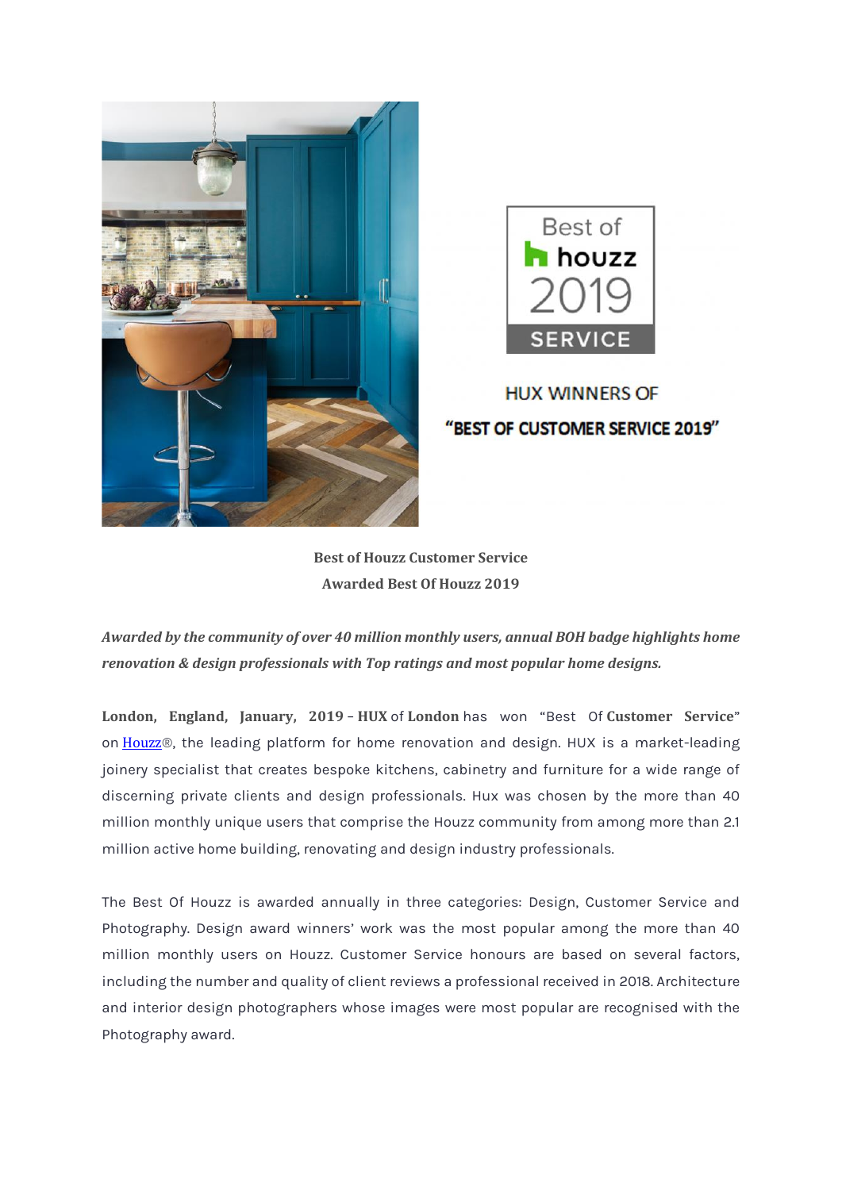Best of houzz 2019 SERVICE

HUX WINNERS OF

"BEST OF CUSTOMER SERVICE 2019"

**Best of Houzz Customer Service**

**Awarded Best Of Houzz 2019**

***Awarded by the community of over 40 million monthly users, annual BOH badge highlights home renovation & design professionals with Top ratings and most popular home designs.***

**London, England, January, 2019 – HUX** of **London** has won "Best Of **Customer Service**" on Houzz®, the leading platform for home renovation and design. HUX is a market-leading joinery specialist that creates bespoke kitchens, cabinetry and furniture for a wide range of discerning private clients and design professionals. Hux was chosen by the more than 40 million monthly unique users that comprise the Houzz community from among more than 2.1 million active home building, renovating and design industry professionals.

The Best Of Houzz is awarded annually in three categories: Design, Customer Service and Photography. Design award winners' work was the most popular among the more than 40 million monthly users on Houzz. Customer Service honours are based on several factors, including the number and quality of client reviews a professional received in 2018. Architecture and interior design photographers whose images were most popular are recognised with the Photography award.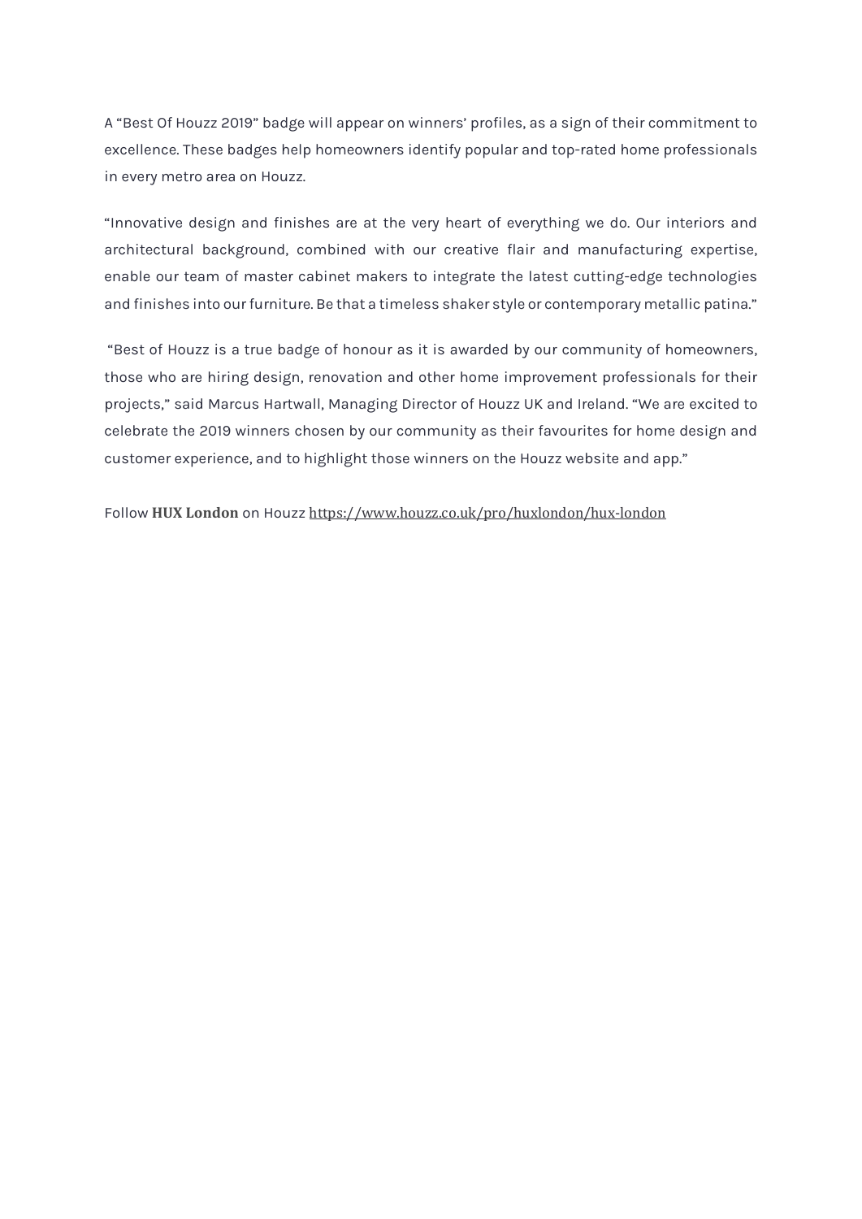A "Best Of Houzz 2019" badge will appear on winners' profiles, as a sign of their commitment to excellence. These badges help homeowners identify popular and top-rated home professionals in every metro area on Houzz.

"Innovative design and finishes are at the very heart of everything we do. Our interiors and architectural background, combined with our creative flair and manufacturing expertise, enable our team of master cabinet makers to integrate the latest cutting-edge technologies and finishes into our furniture. Be that a timeless shaker style or contemporary metallic patina."

"Best of Houzz is a true badge of honour as it is awarded by our community of homeowners, those who are hiring design, renovation and other home improvement professionals for their projects," said Marcus Hartwall, Managing Director of Houzz UK and Ireland. "We are excited to celebrate the 2019 winners chosen by our community as their favourites for home design and customer experience, and to highlight those winners on the Houzz website and app."

Follow **HUX London** on Houzz https://www.houzz.co.uk/pro/huxlondon/hux-london